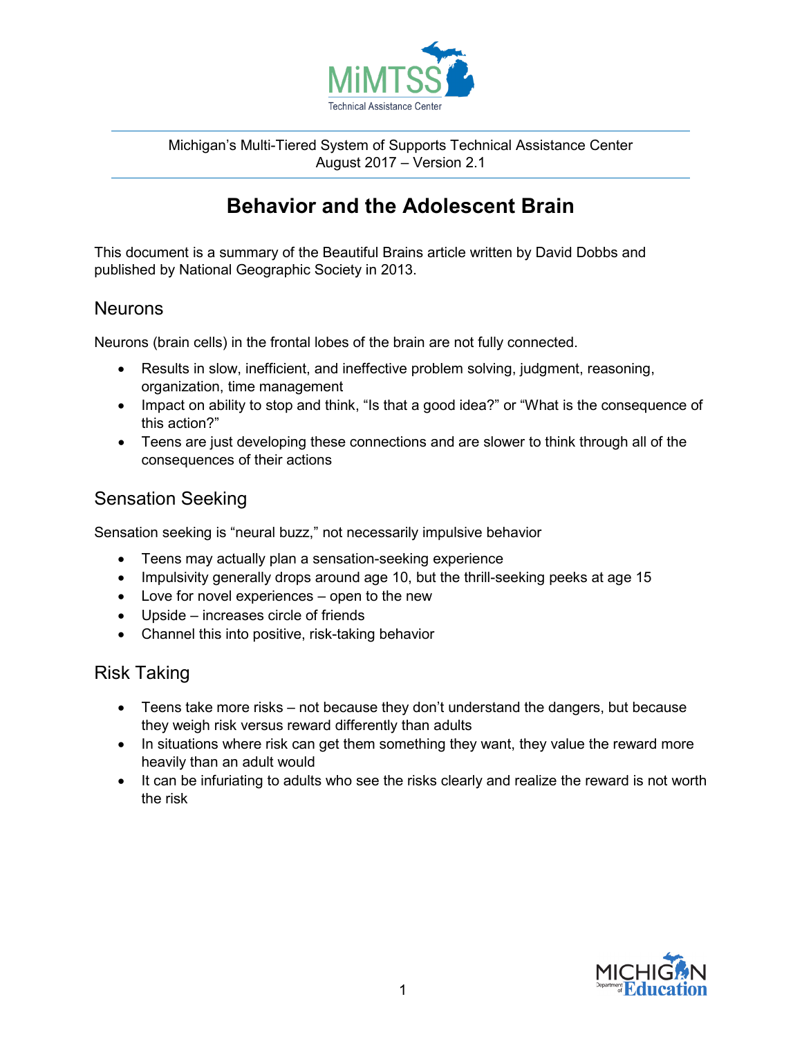MiMTSS Technical Assistance Center

Michigan's Multi-Tiered System of Supports Technical Assistance Center
August 2017 – Version 2.1

# Behavior and the Adolescent Brain

This document is a summary of the Beautiful Brains article written by David Dobbs and published by National Geographic Society in 2013.

## Neurons

Neurons (brain cells) in the frontal lobes of the brain are not fully connected.

- Results in slow, inefficient, and ineffective problem solving, judgment, reasoning, organization, time management
- Impact on ability to stop and think, "Is that a good idea?" or "What is the consequence of this action?"
- Teens are just developing these connections and are slower to think through all of the consequences of their actions

## Sensation Seeking

Sensation seeking is "neural buzz," not necessarily impulsive behavior

- Teens may actually plan a sensation-seeking experience
- Impulsivity generally drops around age 10, but the thrill-seeking peeks at age 15
- Love for novel experiences – open to the new
- Upside – increases circle of friends
- Channel this into positive, risk-taking behavior

## Risk Taking

- Teens take more risks – not because they don't understand the dangers, but because they weigh risk versus reward differently than adults
- In situations where risk can get them something they want, they value the reward more heavily than an adult would
- It can be infuriating to adults who see the risks clearly and realize the reward is not worth the risk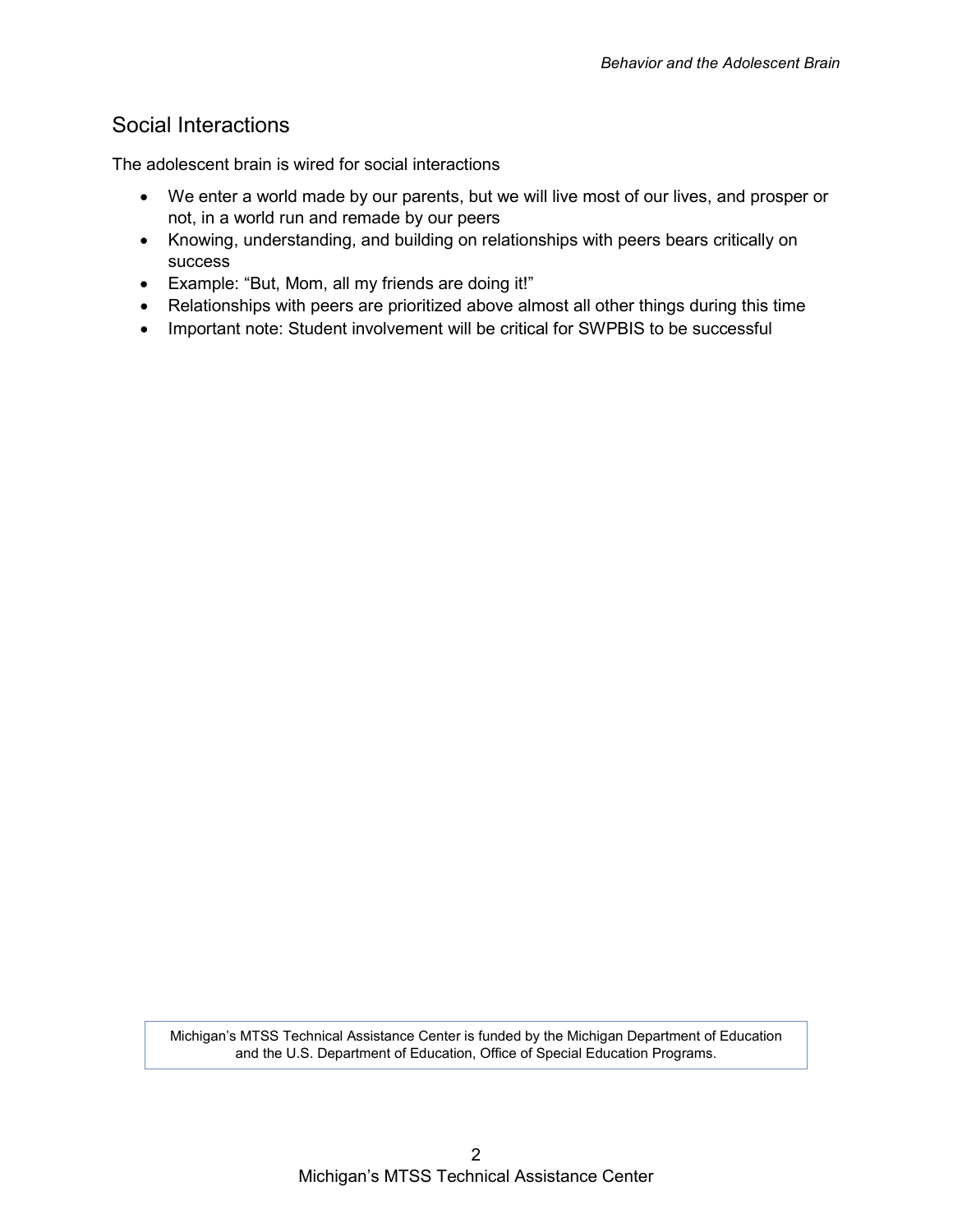## Social Interactions

The adolescent brain is wired for social interactions

- We enter a world made by our parents, but we will live most of our lives, and prosper or not, in a world run and remade by our peers
- Knowing, understanding, and building on relationships with peers bears critically on success
- Example: “But, Mom, all my friends are doing it!”
- Relationships with peers are prioritized above almost all other things during this time
- Important note: Student involvement will be critical for SWPBIS to be successful

Michigan’s MTSS Technical Assistance Center is funded by the Michigan Department of Education and the U.S. Department of Education, Office of Special Education Programs.